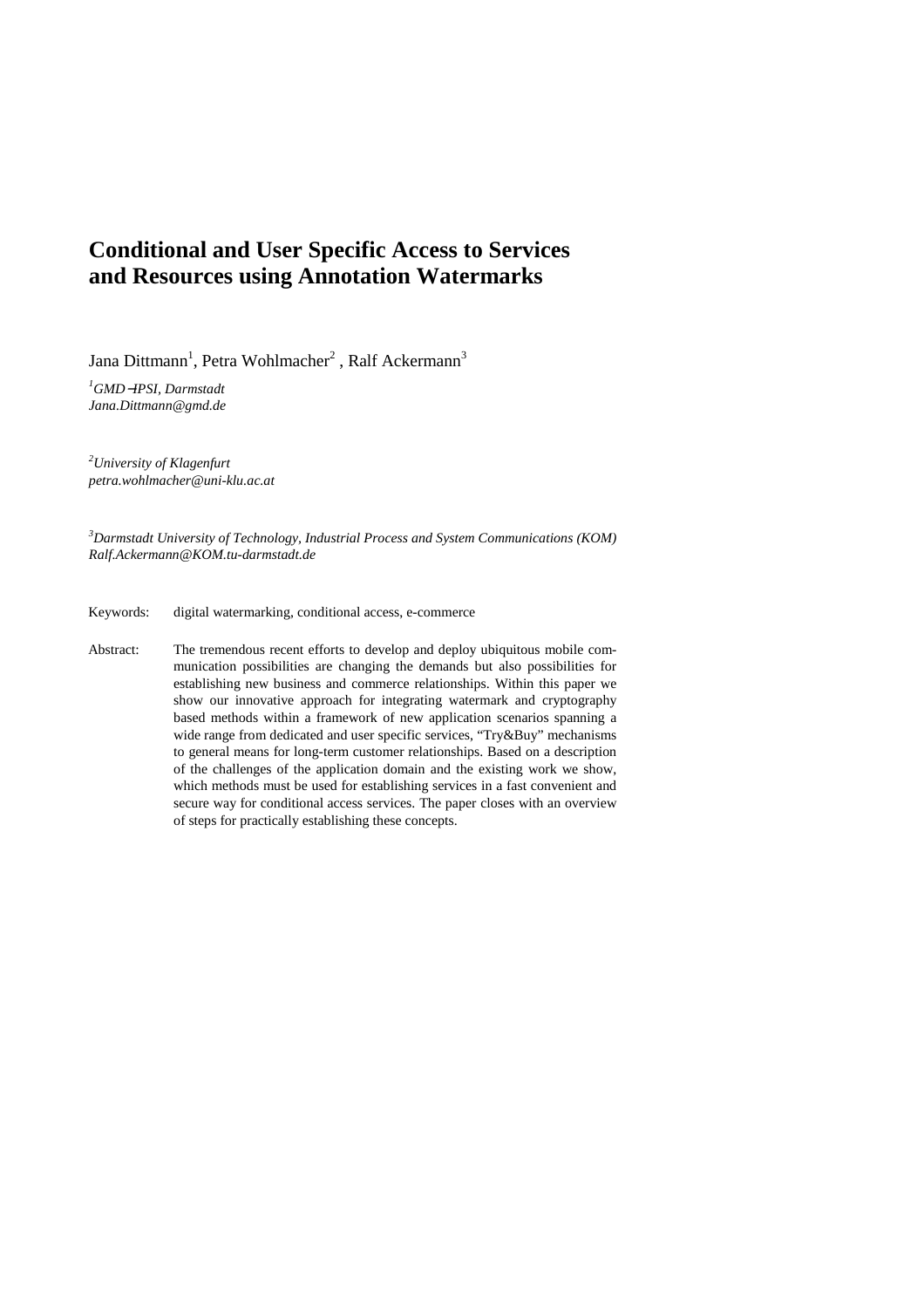# Conditional and User Specific Access to Services and Resources using Annotation Watermarks

Jana Dittmann[1], Petra Wohlmacher[2], Ralf Ackermann[3]

[1]*GMD−IPSI, Darmstadt*
*Jana.Dittmann@gmd.de*

[2]*University of Klagenfurt*
*petra.wohlmacher@uni-klu.ac.at*

[3]*Darmstadt University of Technology, Industrial Process and System Communications (KOM)*
*Ralf.Ackermann@KOM.tu-darmstadt.de*

Keywords: digital watermarking, conditional access, e-commerce

Abstract: The tremendous recent efforts to develop and deploy ubiquitous mobile communication possibilities are changing the demands but also possibilities for establishing new business and commerce relationships. Within this paper we show our innovative approach for integrating watermark and cryptography based methods within a framework of new application scenarios spanning a wide range from dedicated and user specific services, "Try&Buy" mechanisms to general means for long-term customer relationships. Based on a description of the challenges of the application domain and the existing work we show, which methods must be used for establishing services in a fast convenient and secure way for conditional access services. The paper closes with an overview of steps for practically establishing these concepts.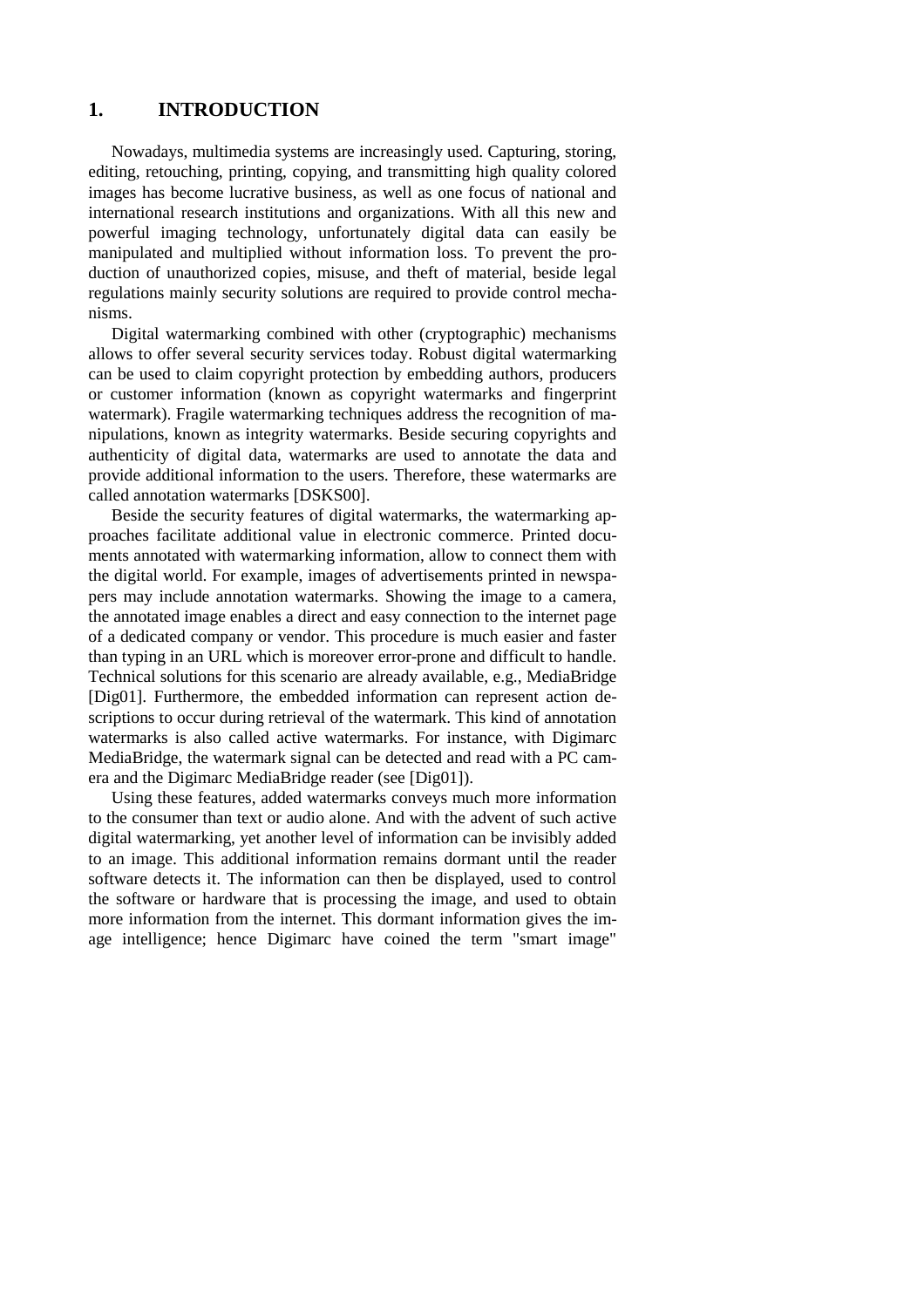## 1. INTRODUCTION

Nowadays, multimedia systems are increasingly used. Capturing, storing, editing, retouching, printing, copying, and transmitting high quality colored images has become lucrative business, as well as one focus of national and international research institutions and organizations. With all this new and powerful imaging technology, unfortunately digital data can easily be manipulated and multiplied without information loss. To prevent the production of unauthorized copies, misuse, and theft of material, beside legal regulations mainly security solutions are required to provide control mechanisms.

Digital watermarking combined with other (cryptographic) mechanisms allows to offer several security services today. Robust digital watermarking can be used to claim copyright protection by embedding authors, producers or customer information (known as copyright watermarks and fingerprint watermark). Fragile watermarking techniques address the recognition of manipulations, known as integrity watermarks. Beside securing copyrights and authenticity of digital data, watermarks are used to annotate the data and provide additional information to the users. Therefore, these watermarks are called annotation watermarks [DSKS00].

Beside the security features of digital watermarks, the watermarking approaches facilitate additional value in electronic commerce. Printed documents annotated with watermarking information, allow to connect them with the digital world. For example, images of advertisements printed in newspapers may include annotation watermarks. Showing the image to a camera, the annotated image enables a direct and easy connection to the internet page of a dedicated company or vendor. This procedure is much easier and faster than typing in an URL which is moreover error-prone and difficult to handle. Technical solutions for this scenario are already available, e.g., MediaBridge [Dig01]. Furthermore, the embedded information can represent action descriptions to occur during retrieval of the watermark. This kind of annotation watermarks is also called active watermarks. For instance, with Digimarc MediaBridge, the watermark signal can be detected and read with a PC camera and the Digimarc MediaBridge reader (see [Dig01]).

Using these features, added watermarks conveys much more information to the consumer than text or audio alone. And with the advent of such active digital watermarking, yet another level of information can be invisibly added to an image. This additional information remains dormant until the reader software detects it. The information can then be displayed, used to control the software or hardware that is processing the image, and used to obtain more information from the internet. This dormant information gives the image intelligence; hence Digimarc have coined the term "smart image"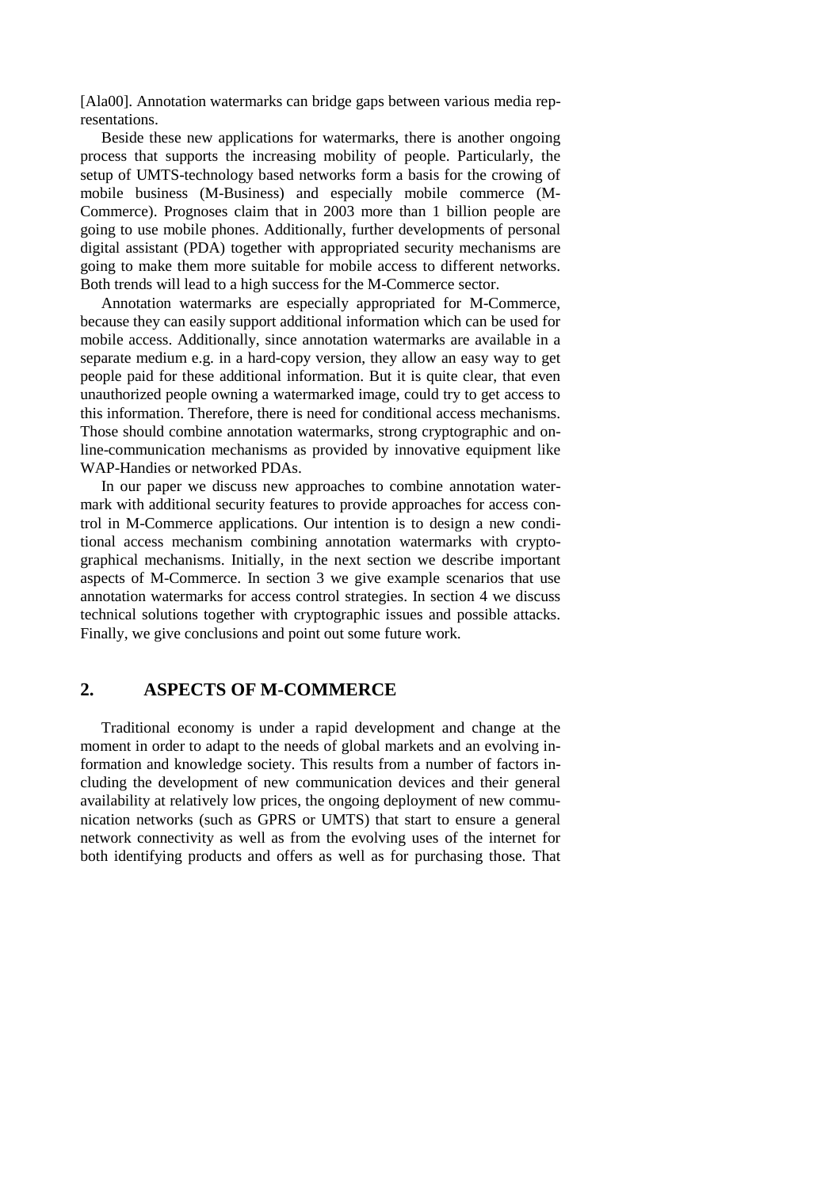[Ala00]. Annotation watermarks can bridge gaps between various media representations.

Beside these new applications for watermarks, there is another ongoing process that supports the increasing mobility of people. Particularly, the setup of UMTS-technology based networks form a basis for the crowing of mobile business (M-Business) and especially mobile commerce (M-Commerce). Prognoses claim that in 2003 more than 1 billion people are going to use mobile phones. Additionally, further developments of personal digital assistant (PDA) together with appropriated security mechanisms are going to make them more suitable for mobile access to different networks. Both trends will lead to a high success for the M-Commerce sector.

Annotation watermarks are especially appropriated for M-Commerce, because they can easily support additional information which can be used for mobile access. Additionally, since annotation watermarks are available in a separate medium e.g. in a hard-copy version, they allow an easy way to get people paid for these additional information. But it is quite clear, that even unauthorized people owning a watermarked image, could try to get access to this information. Therefore, there is need for conditional access mechanisms. Those should combine annotation watermarks, strong cryptographic and on-line-communication mechanisms as provided by innovative equipment like WAP-Handies or networked PDAs.

In our paper we discuss new approaches to combine annotation watermark with additional security features to provide approaches for access control in M-Commerce applications. Our intention is to design a new conditional access mechanism combining annotation watermarks with cryptographical mechanisms. Initially, in the next section we describe important aspects of M-Commerce. In section 3 we give example scenarios that use annotation watermarks for access control strategies. In section 4 we discuss technical solutions together with cryptographic issues and possible attacks. Finally, we give conclusions and point out some future work.

## 2. ASPECTS OF M-COMMERCE

Traditional economy is under a rapid development and change at the moment in order to adapt to the needs of global markets and an evolving information and knowledge society. This results from a number of factors including the development of new communication devices and their general availability at relatively low prices, the ongoing deployment of new communication networks (such as GPRS or UMTS) that start to ensure a general network connectivity as well as from the evolving uses of the internet for both identifying products and offers as well as for purchasing those. That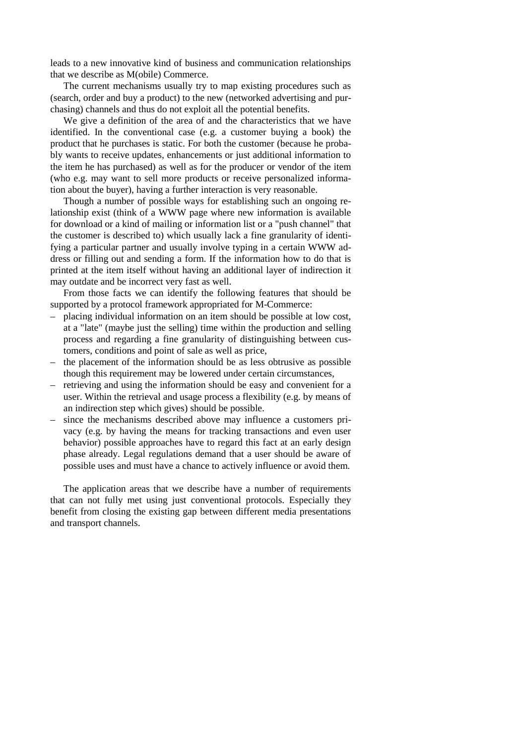leads to a new innovative kind of business and communication relationships that we describe as M(obile) Commerce.

The current mechanisms usually try to map existing procedures such as (search, order and buy a product) to the new (networked advertising and purchasing) channels and thus do not exploit all the potential benefits.

We give a definition of the area of and the characteristics that we have identified. In the conventional case (e.g. a customer buying a book) the product that he purchases is static. For both the customer (because he probably wants to receive updates, enhancements or just additional information to the item he has purchased) as well as for the producer or vendor of the item (who e.g. may want to sell more products or receive personalized information about the buyer), having a further interaction is very reasonable.

Though a number of possible ways for establishing such an ongoing relationship exist (think of a WWW page where new information is available for download or a kind of mailing or information list or a "push channel" that the customer is described to) which usually lack a fine granularity of identifying a particular partner and usually involve typing in a certain WWW address or filling out and sending a form. If the information how to do that is printed at the item itself without having an additional layer of indirection it may outdate and be incorrect very fast as well.

From those facts we can identify the following features that should be supported by a protocol framework appropriated for M-Commerce:

- placing individual information on an item should be possible at low cost, at a "late" (maybe just the selling) time within the production and selling process and regarding a fine granularity of distinguishing between customers, conditions and point of sale as well as price,
- the placement of the information should be as less obtrusive as possible though this requirement may be lowered under certain circumstances,
- retrieving and using the information should be easy and convenient for a user. Within the retrieval and usage process a flexibility (e.g. by means of an indirection step which gives) should be possible.
- since the mechanisms described above may influence a customers privacy (e.g. by having the means for tracking transactions and even user behavior) possible approaches have to regard this fact at an early design phase already. Legal regulations demand that a user should be aware of possible uses and must have a chance to actively influence or avoid them.

The application areas that we describe have a number of requirements that can not fully met using just conventional protocols. Especially they benefit from closing the existing gap between different media presentations and transport channels.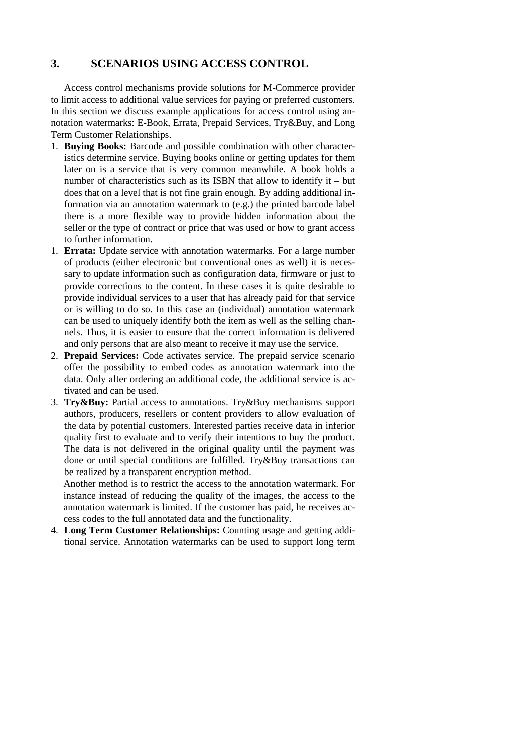## 3. SCENARIOS USING ACCESS CONTROL

Access control mechanisms provide solutions for M-Commerce provider to limit access to additional value services for paying or preferred customers. In this section we discuss example applications for access control using annotation watermarks: E-Book, Errata, Prepaid Services, Try&Buy, and Long Term Customer Relationships.

1. **Buying Books:** Barcode and possible combination with other characteristics determine service. Buying books online or getting updates for them later on is a service that is very common meanwhile. A book holds a number of characteristics such as its ISBN that allow to identify it – but does that on a level that is not fine grain enough. By adding additional information via an annotation watermark to (e.g.) the printed barcode label there is a more flexible way to provide hidden information about the seller or the type of contract or price that was used or how to grant access to further information.
1. **Errata:** Update service with annotation watermarks. For a large number of products (either electronic but conventional ones as well) it is necessary to update information such as configuration data, firmware or just to provide corrections to the content. In these cases it is quite desirable to provide individual services to a user that has already paid for that service or is willing to do so. In this case an (individual) annotation watermark can be used to uniquely identify both the item as well as the selling channels. Thus, it is easier to ensure that the correct information is delivered and only persons that are also meant to receive it may use the service.
2. **Prepaid Services:** Code activates service. The prepaid service scenario offer the possibility to embed codes as annotation watermark into the data. Only after ordering an additional code, the additional service is activated and can be used.
3. **Try&Buy:** Partial access to annotations. Try&Buy mechanisms support authors, producers, resellers or content providers to allow evaluation of the data by potential customers. Interested parties receive data in inferior quality first to evaluate and to verify their intentions to buy the product. The data is not delivered in the original quality until the payment was done or until special conditions are fulfilled. Try&Buy transactions can be realized by a transparent encryption method.

   Another method is to restrict the access to the annotation watermark. For instance instead of reducing the quality of the images, the access to the annotation watermark is limited. If the customer has paid, he receives access codes to the full annotated data and the functionality.
4. **Long Term Customer Relationships:** Counting usage and getting additional service. Annotation watermarks can be used to support long term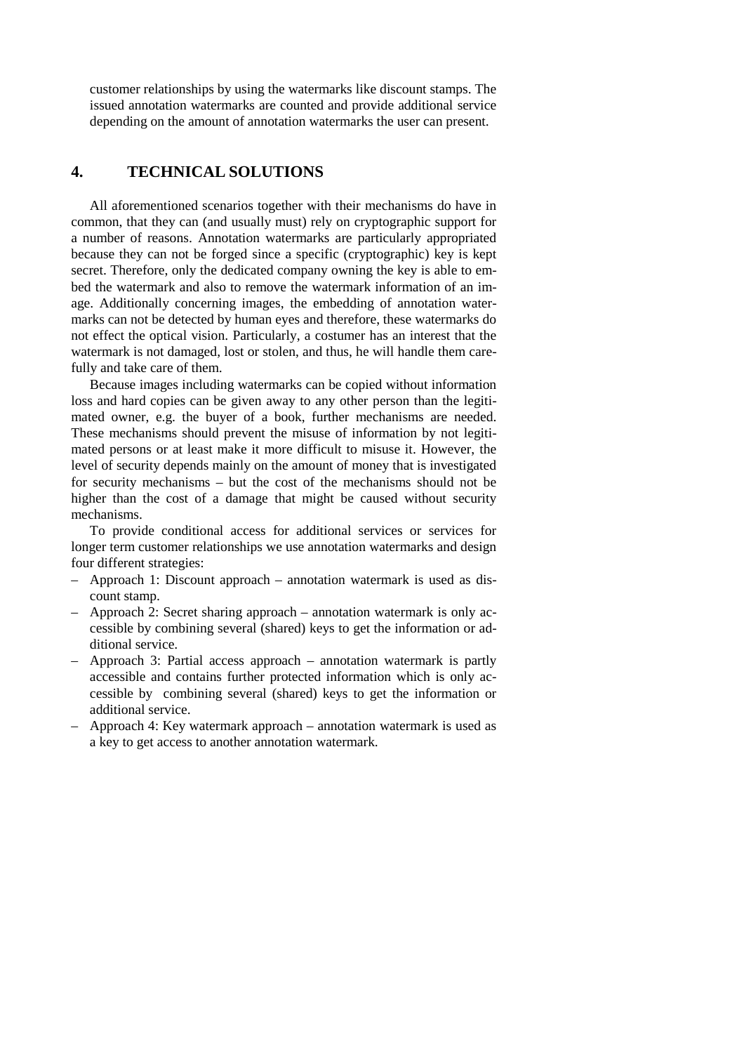customer relationships by using the watermarks like discount stamps. The issued annotation watermarks are counted and provide additional service depending on the amount of annotation watermarks the user can present.

## 4. TECHNICAL SOLUTIONS

All aforementioned scenarios together with their mechanisms do have in common, that they can (and usually must) rely on cryptographic support for a number of reasons. Annotation watermarks are particularly appropriated because they can not be forged since a specific (cryptographic) key is kept secret. Therefore, only the dedicated company owning the key is able to embed the watermark and also to remove the watermark information of an image. Additionally concerning images, the embedding of annotation watermarks can not be detected by human eyes and therefore, these watermarks do not effect the optical vision. Particularly, a costumer has an interest that the watermark is not damaged, lost or stolen, and thus, he will handle them carefully and take care of them.

Because images including watermarks can be copied without information loss and hard copies can be given away to any other person than the legitimated owner, e.g. the buyer of a book, further mechanisms are needed. These mechanisms should prevent the misuse of information by not legitimated persons or at least make it more difficult to misuse it. However, the level of security depends mainly on the amount of money that is investigated for security mechanisms – but the cost of the mechanisms should not be higher than the cost of a damage that might be caused without security mechanisms.

To provide conditional access for additional services or services for longer term customer relationships we use annotation watermarks and design four different strategies:

- Approach 1: Discount approach – annotation watermark is used as discount stamp.
- Approach 2: Secret sharing approach – annotation watermark is only accessible by combining several (shared) keys to get the information or additional service.
- Approach 3: Partial access approach – annotation watermark is partly accessible and contains further protected information which is only accessible by combining several (shared) keys to get the information or additional service.
- Approach 4: Key watermark approach – annotation watermark is used as a key to get access to another annotation watermark.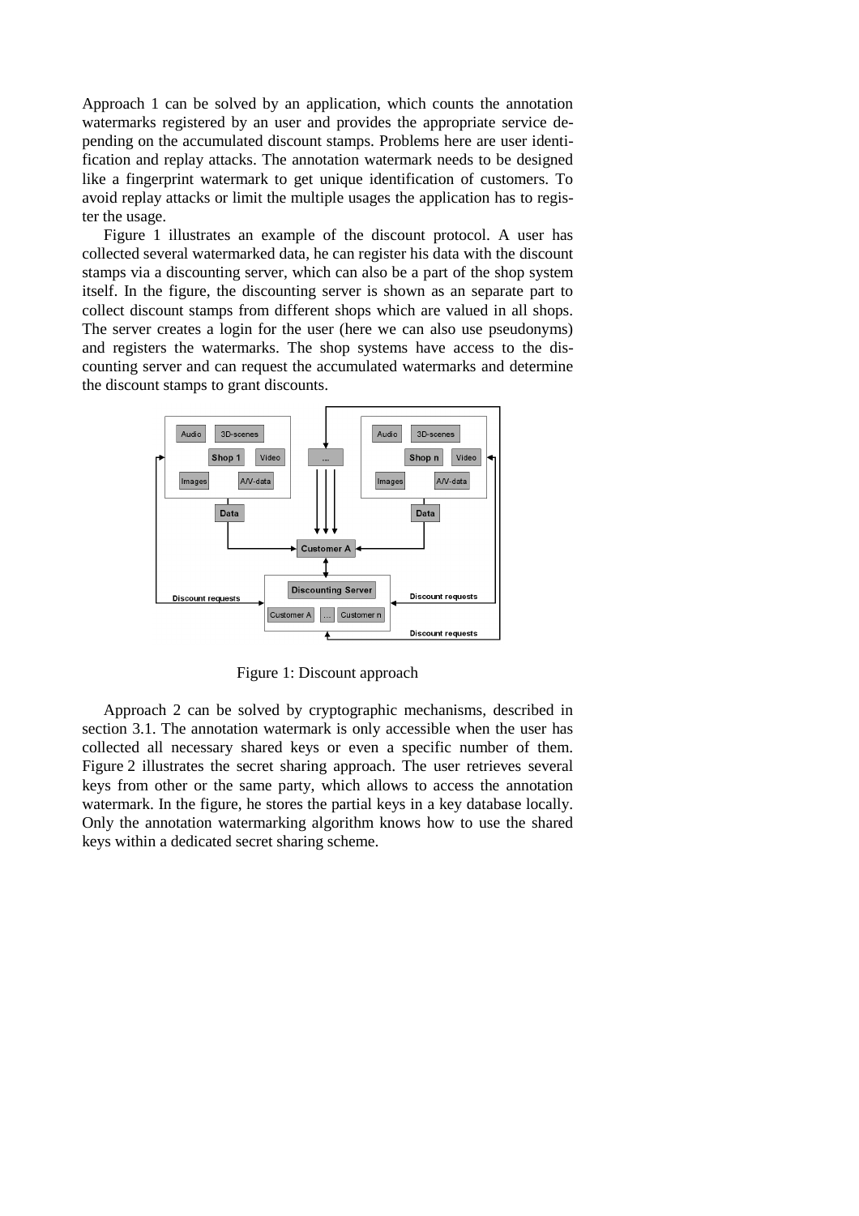Approach 1 can be solved by an application, which counts the annotation watermarks registered by an user and provides the appropriate service depending on the accumulated discount stamps. Problems here are user identification and replay attacks. The annotation watermark needs to be designed like a fingerprint watermark to get unique identification of customers. To avoid replay attacks or limit the multiple usages the application has to register the usage.

Figure 1 illustrates an example of the discount protocol. A user has collected several watermarked data, he can register his data with the discount stamps via a discounting server, which can also be a part of the shop system itself. In the figure, the discounting server is shown as an separate part to collect discount stamps from different shops which are valued in all shops. The server creates a login for the user (here we can also use pseudonyms) and registers the watermarks. The shop systems have access to the discounting server and can request the accumulated watermarks and determine the discount stamps to grant discounts.

Figure 1: Discount approach

Approach 2 can be solved by cryptographic mechanisms, described in section 3.1. The annotation watermark is only accessible when the user has collected all necessary shared keys or even a specific number of them. Figure 2 illustrates the secret sharing approach. The user retrieves several keys from other or the same party, which allows to access the annotation watermark. In the figure, he stores the partial keys in a key database locally. Only the annotation watermarking algorithm knows how to use the shared keys within a dedicated secret sharing scheme.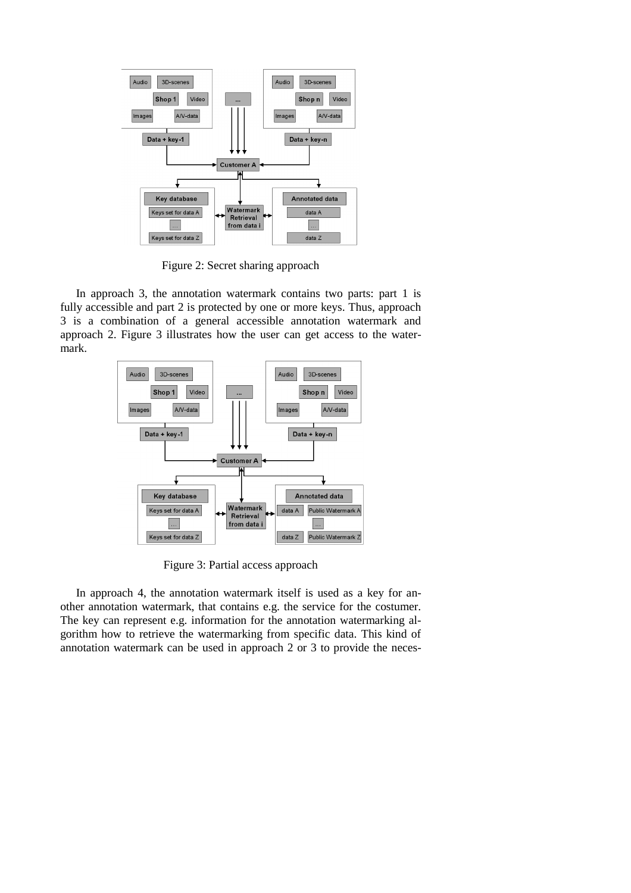Figure 2: Secret sharing approach

In approach 3, the annotation watermark contains two parts: part 1 is fully accessible and part 2 is protected by one or more keys. Thus, approach 3 is a combination of a general accessible annotation watermark and approach 2. Figure 3 illustrates how the user can get access to the watermark.

Figure 3: Partial access approach

In approach 4, the annotation watermark itself is used as a key for another annotation watermark, that contains e.g. the service for the costumer. The key can represent e.g. information for the annotation watermarking algorithm how to retrieve the watermarking from specific data. This kind of annotation watermark can be used in approach 2 or 3 to provide the neces-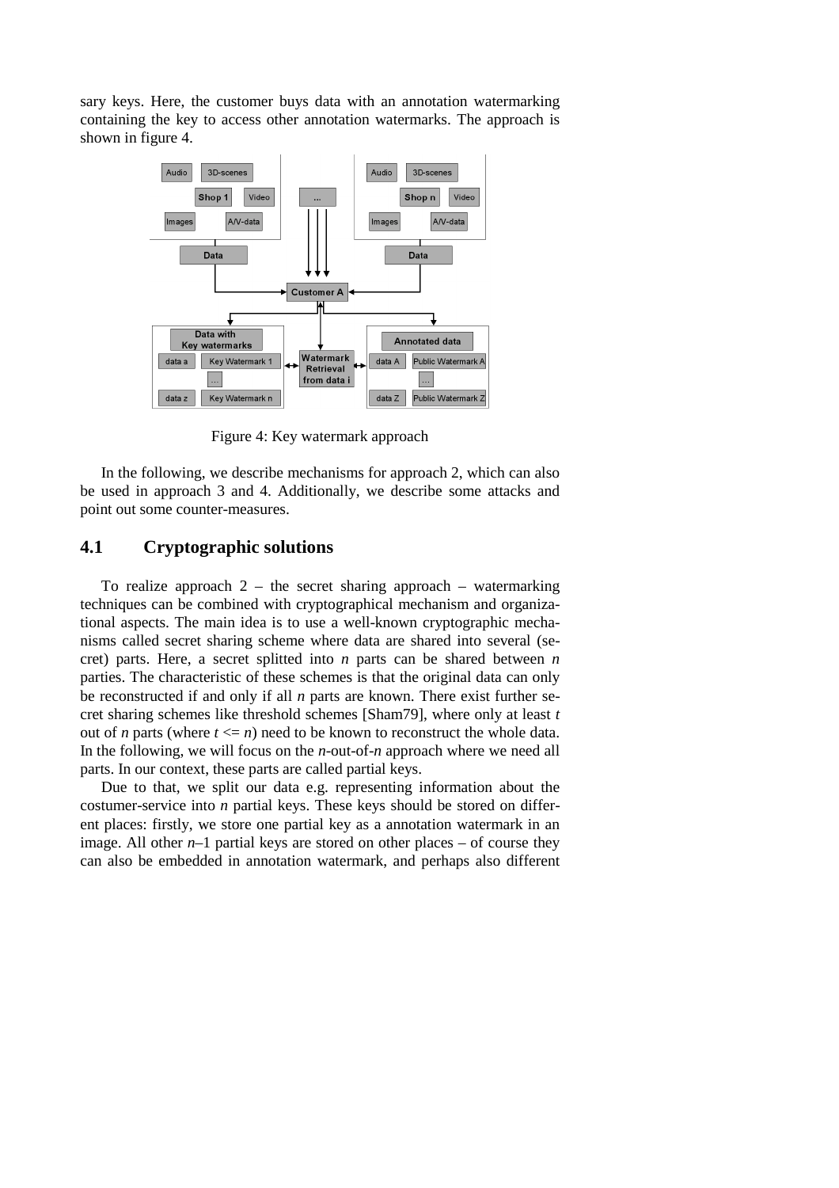sary keys. Here, the customer buys data with an annotation watermarking containing the key to access other annotation watermarks. The approach is shown in figure 4.

Figure 4: Key watermark approach

In the following, we describe mechanisms for approach 2, which can also be used in approach 3 and 4. Additionally, we describe some attacks and point out some counter-measures.

## 4.1 Cryptographic solutions

To realize approach 2 – the secret sharing approach – watermarking techniques can be combined with cryptographical mechanism and organizational aspects. The main idea is to use a well-known cryptographic mechanisms called secret sharing scheme where data are shared into several (secret) parts. Here, a secret splitted into $n$ parts can be shared between $n$ parties. The characteristic of these schemes is that the original data can only be reconstructed if and only if all $n$ parts are known. There exist further secret sharing schemes like threshold schemes [Sham79], where only at least $t$ out of $n$ parts (where $t <= n$) need to be known to reconstruct the whole data. In the following, we will focus on the $n$-out-of-$n$ approach where we need all parts. In our context, these parts are called partial keys.

Due to that, we split our data e.g. representing information about the costumer-service into $n$ partial keys. These keys should be stored on different places: firstly, we store one partial key as a annotation watermark in an image. All other $n$–1 partial keys are stored on other places – of course they can also be embedded in annotation watermark, and perhaps also different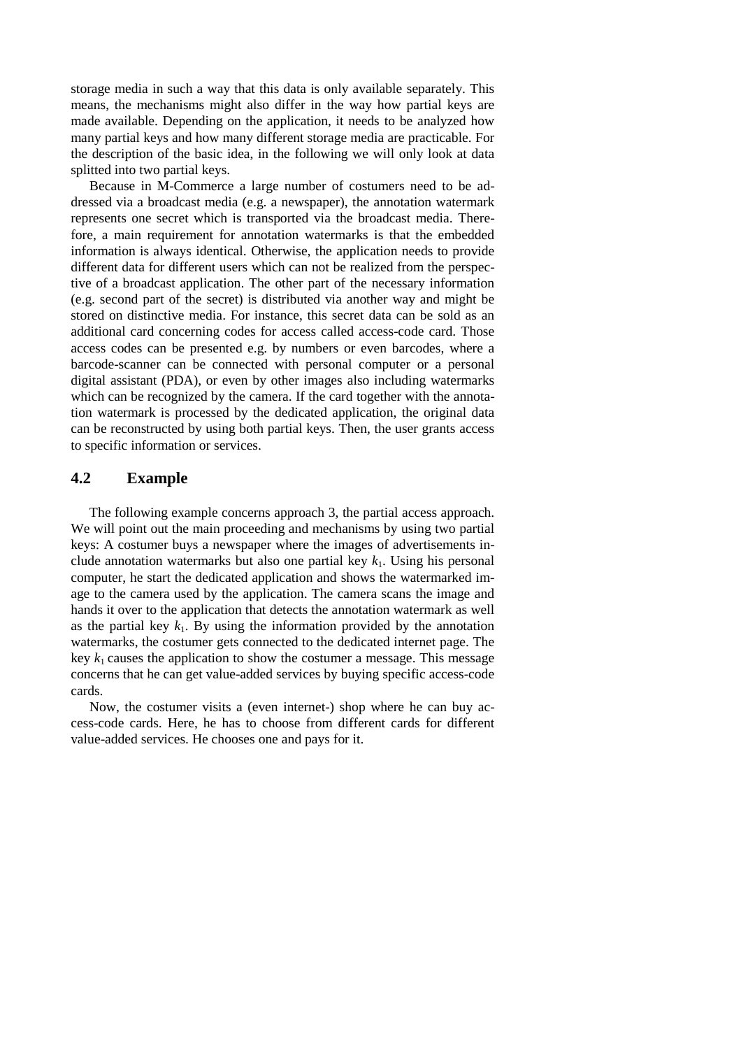storage media in such a way that this data is only available separately. This means, the mechanisms might also differ in the way how partial keys are made available. Depending on the application, it needs to be analyzed how many partial keys and how many different storage media are practicable. For the description of the basic idea, in the following we will only look at data splitted into two partial keys.

Because in M-Commerce a large number of costumers need to be addressed via a broadcast media (e.g. a newspaper), the annotation watermark represents one secret which is transported via the broadcast media. Therefore, a main requirement for annotation watermarks is that the embedded information is always identical. Otherwise, the application needs to provide different data for different users which can not be realized from the perspective of a broadcast application. The other part of the necessary information (e.g. second part of the secret) is distributed via another way and might be stored on distinctive media. For instance, this secret data can be sold as an additional card concerning codes for access called access-code card. Those access codes can be presented e.g. by numbers or even barcodes, where a barcode-scanner can be connected with personal computer or a personal digital assistant (PDA), or even by other images also including watermarks which can be recognized by the camera. If the card together with the annotation watermark is processed by the dedicated application, the original data can be reconstructed by using both partial keys. Then, the user grants access to specific information or services.

## 4.2 Example

The following example concerns approach 3, the partial access approach. We will point out the main proceeding and mechanisms by using two partial keys: A costumer buys a newspaper where the images of advertisements include annotation watermarks but also one partial key $k_1$. Using his personal computer, he start the dedicated application and shows the watermarked image to the camera used by the application. The camera scans the image and hands it over to the application that detects the annotation watermark as well as the partial key $k_1$. By using the information provided by the annotation watermarks, the costumer gets connected to the dedicated internet page. The key $k_1$ causes the application to show the costumer a message. This message concerns that he can get value-added services by buying specific access-code cards.

Now, the costumer visits a (even internet-) shop where he can buy access-code cards. Here, he has to choose from different cards for different value-added services. He chooses one and pays for it.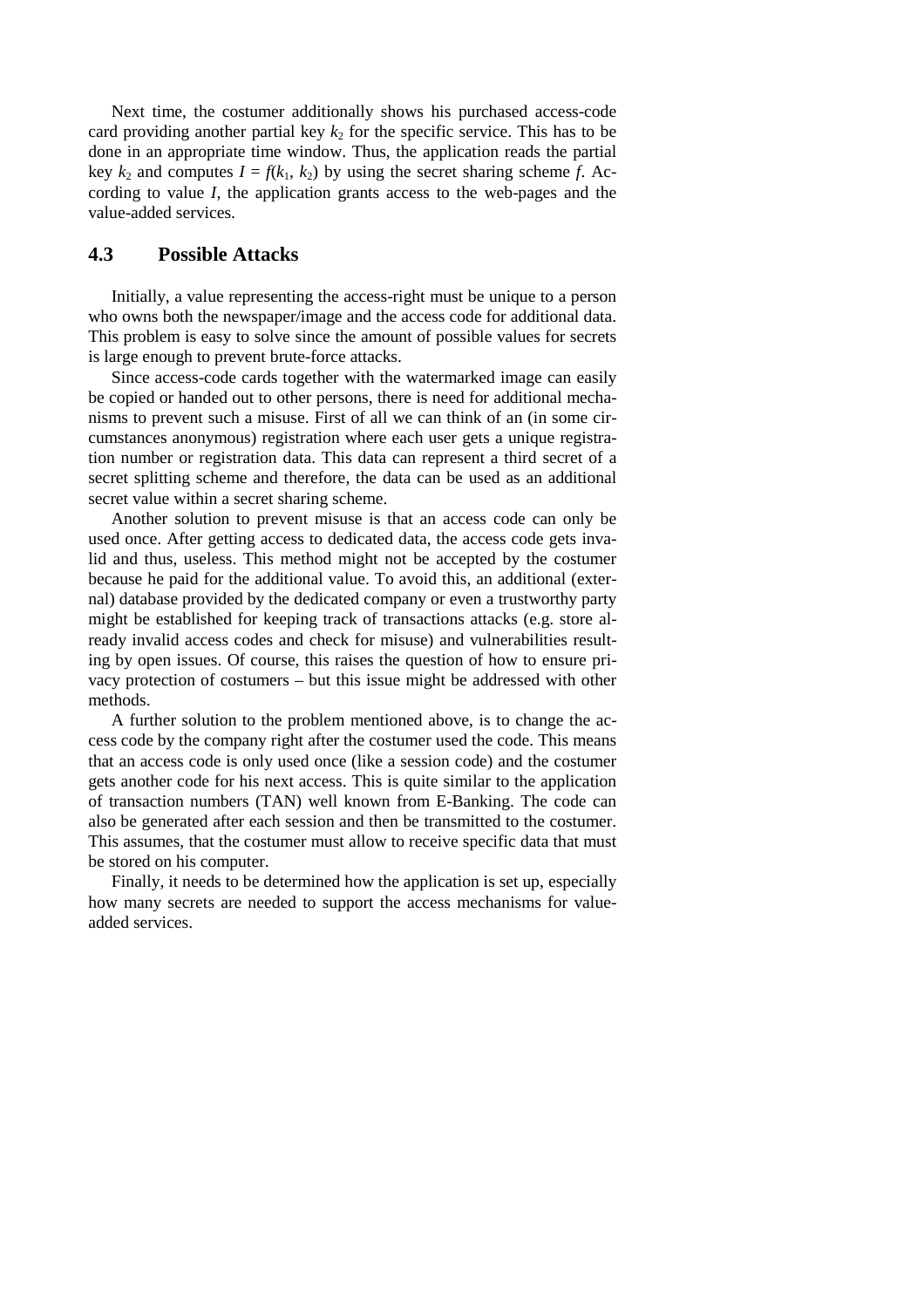Next time, the costumer additionally shows his purchased access-code card providing another partial key $k_2$ for the specific service. This has to be done in an appropriate time window. Thus, the application reads the partial key $k_2$ and computes $I = f(k_1, k_2)$ by using the secret sharing scheme $f$. According to value $I$, the application grants access to the web-pages and the value-added services.

## 4.3 Possible Attacks

Initially, a value representing the access-right must be unique to a person who owns both the newspaper/image and the access code for additional data. This problem is easy to solve since the amount of possible values for secrets is large enough to prevent brute-force attacks.

Since access-code cards together with the watermarked image can easily be copied or handed out to other persons, there is need for additional mechanisms to prevent such a misuse. First of all we can think of an (in some circumstances anonymous) registration where each user gets a unique registration number or registration data. This data can represent a third secret of a secret splitting scheme and therefore, the data can be used as an additional secret value within a secret sharing scheme.

Another solution to prevent misuse is that an access code can only be used once. After getting access to dedicated data, the access code gets invalid and thus, useless. This method might not be accepted by the costumer because he paid for the additional value. To avoid this, an additional (external) database provided by the dedicated company or even a trustworthy party might be established for keeping track of transactions attacks (e.g. store already invalid access codes and check for misuse) and vulnerabilities resulting by open issues. Of course, this raises the question of how to ensure privacy protection of costumers – but this issue might be addressed with other methods.

A further solution to the problem mentioned above, is to change the access code by the company right after the costumer used the code. This means that an access code is only used once (like a session code) and the costumer gets another code for his next access. This is quite similar to the application of transaction numbers (TAN) well known from E-Banking. The code can also be generated after each session and then be transmitted to the costumer. This assumes, that the costumer must allow to receive specific data that must be stored on his computer.

Finally, it needs to be determined how the application is set up, especially how many secrets are needed to support the access mechanisms for value-added services.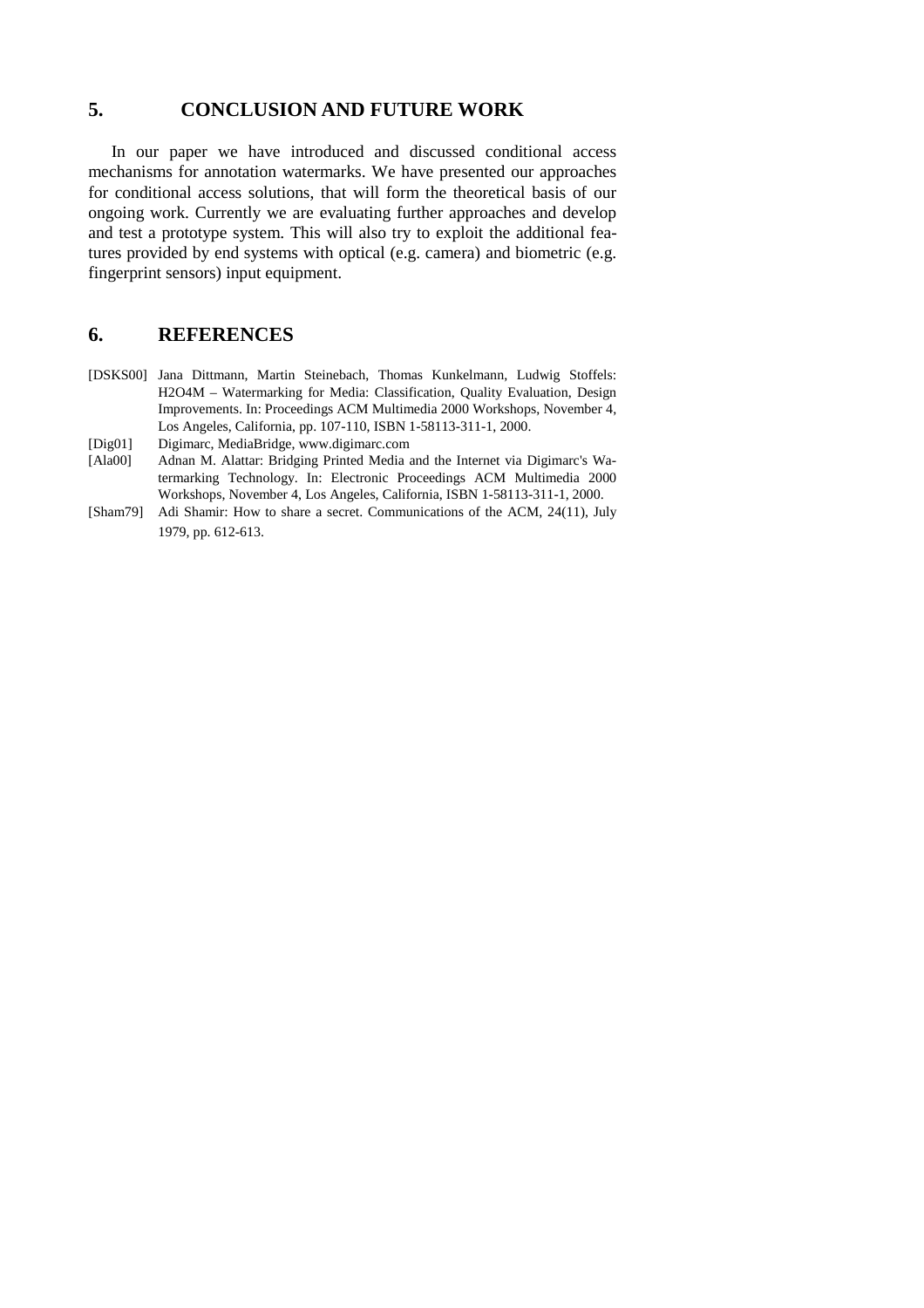## 5. CONCLUSION AND FUTURE WORK

In our paper we have introduced and discussed conditional access mechanisms for annotation watermarks. We have presented our approaches for conditional access solutions, that will form the theoretical basis of our ongoing work. Currently we are evaluating further approaches and develop and test a prototype system. This will also try to exploit the additional features provided by end systems with optical (e.g. camera) and biometric (e.g. fingerprint sensors) input equipment.

## 6. REFERENCES

[DSKS00] Jana Dittmann, Martin Steinebach, Thomas Kunkelmann, Ludwig Stoffels: H2O4M – Watermarking for Media: Classification, Quality Evaluation, Design Improvements. In: Proceedings ACM Multimedia 2000 Workshops, November 4, Los Angeles, California, pp. 107-110, ISBN 1-58113-311-1, 2000.

[Dig01] Digimarc, MediaBridge, www.digimarc.com

[Ala00] Adnan M. Alattar: Bridging Printed Media and the Internet via Digimarc's Watermarking Technology. In: Electronic Proceedings ACM Multimedia 2000 Workshops, November 4, Los Angeles, California, ISBN 1-58113-311-1, 2000.

[Sham79] Adi Shamir: How to share a secret. Communications of the ACM, 24(11), July 1979, pp. 612-613.